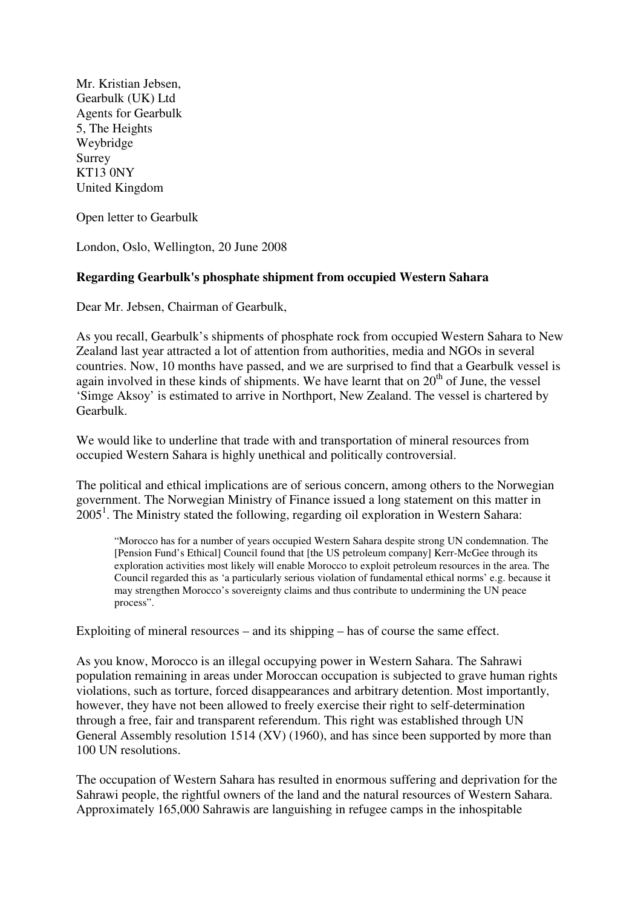Mr. Kristian Jebsen,
Gearbulk (UK) Ltd
Agents for Gearbulk
5, The Heights
Weybridge
Surrey
KT13 0NY
United Kingdom

Open letter to Gearbulk

London, Oslo, Wellington, 20 June 2008

**Regarding Gearbulk's phosphate shipment from occupied Western Sahara**

Dear Mr. Jebsen, Chairman of Gearbulk,

As you recall, Gearbulk's shipments of phosphate rock from occupied Western Sahara to New Zealand last year attracted a lot of attention from authorities, media and NGOs in several countries. Now, 10 months have passed, and we are surprised to find that a Gearbulk vessel is again involved in these kinds of shipments. We have learnt that on 20th of June, the vessel 'Simge Aksoy' is estimated to arrive in Northport, New Zealand. The vessel is chartered by Gearbulk.

We would like to underline that trade with and transportation of mineral resources from occupied Western Sahara is highly unethical and politically controversial.

The political and ethical implications are of serious concern, among others to the Norwegian government. The Norwegian Ministry of Finance issued a long statement on this matter in 2005[1]. The Ministry stated the following, regarding oil exploration in Western Sahara:

> "Morocco has for a number of years occupied Western Sahara despite strong UN condemnation. The [Pension Fund's Ethical] Council found that [the US petroleum company] Kerr-McGee through its exploration activities most likely will enable Morocco to exploit petroleum resources in the area. The Council regarded this as 'a particularly serious violation of fundamental ethical norms' e.g. because it may strengthen Morocco's sovereignty claims and thus contribute to undermining the UN peace process".

Exploiting of mineral resources – and its shipping – has of course the same effect.

As you know, Morocco is an illegal occupying power in Western Sahara. The Sahrawi population remaining in areas under Moroccan occupation is subjected to grave human rights violations, such as torture, forced disappearances and arbitrary detention. Most importantly, however, they have not been allowed to freely exercise their right to self-determination through a free, fair and transparent referendum. This right was established through UN General Assembly resolution 1514 (XV) (1960), and has since been supported by more than 100 UN resolutions.

The occupation of Western Sahara has resulted in enormous suffering and deprivation for the Sahrawi people, the rightful owners of the land and the natural resources of Western Sahara. Approximately 165,000 Sahrawis are languishing in refugee camps in the inhospitable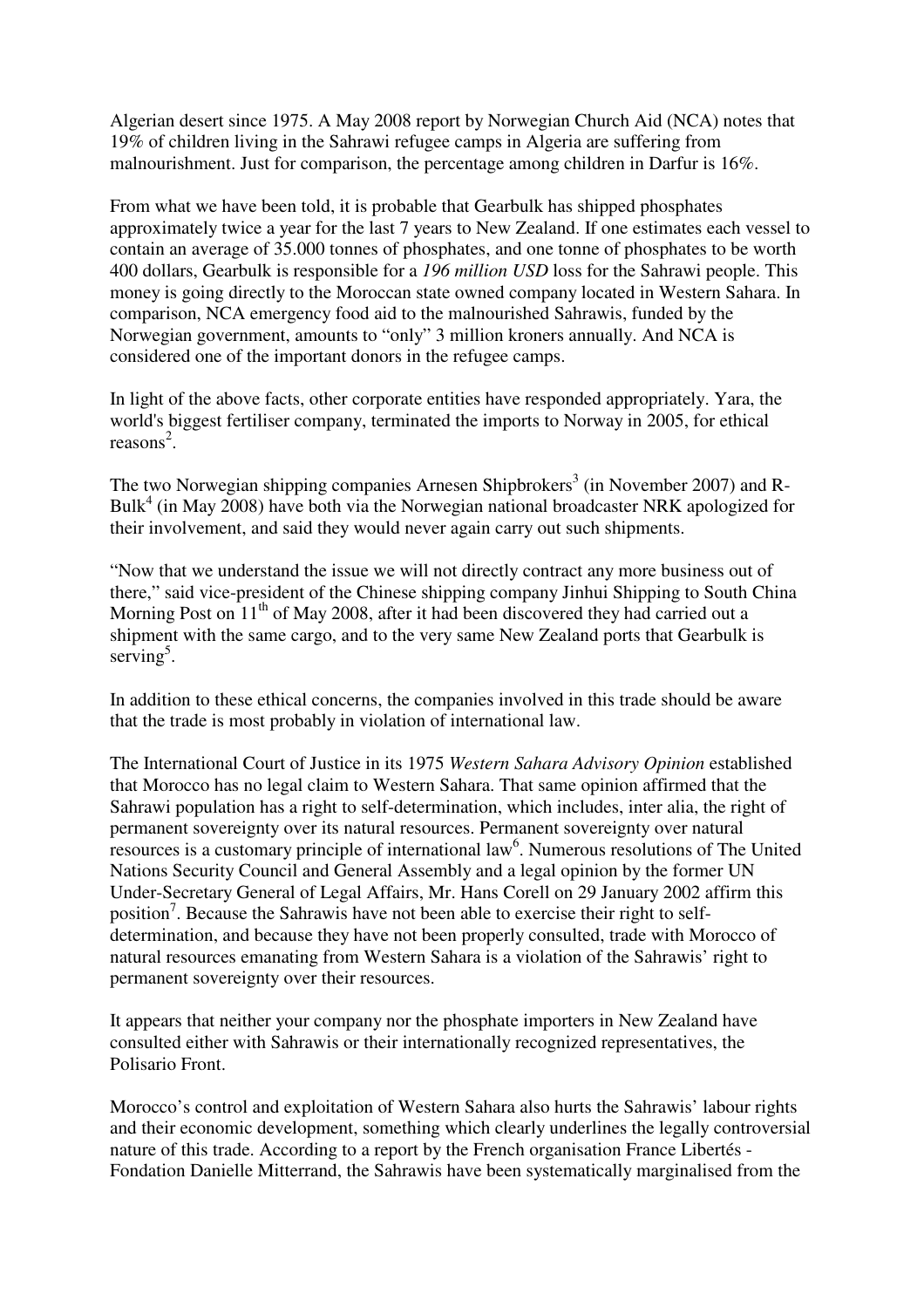Algerian desert since 1975. A May 2008 report by Norwegian Church Aid (NCA) notes that 19% of children living in the Sahrawi refugee camps in Algeria are suffering from malnourishment. Just for comparison, the percentage among children in Darfur is 16%.

From what we have been told, it is probable that Gearbulk has shipped phosphates approximately twice a year for the last 7 years to New Zealand. If one estimates each vessel to contain an average of 35.000 tonnes of phosphates, and one tonne of phosphates to be worth 400 dollars, Gearbulk is responsible for a *196 million USD* loss for the Sahrawi people. This money is going directly to the Moroccan state owned company located in Western Sahara. In comparison, NCA emergency food aid to the malnourished Sahrawis, funded by the Norwegian government, amounts to "only" 3 million kroners annually. And NCA is considered one of the important donors in the refugee camps.

In light of the above facts, other corporate entities have responded appropriately. Yara, the world's biggest fertiliser company, terminated the imports to Norway in 2005, for ethical reasons[2].

The two Norwegian shipping companies Arnesen Shipbrokers[3] (in November 2007) and R-Bulk[4] (in May 2008) have both via the Norwegian national broadcaster NRK apologized for their involvement, and said they would never again carry out such shipments.

"Now that we understand the issue we will not directly contract any more business out of there," said vice-president of the Chinese shipping company Jinhui Shipping to South China Morning Post on 11th of May 2008, after it had been discovered they had carried out a shipment with the same cargo, and to the very same New Zealand ports that Gearbulk is serving[5].

In addition to these ethical concerns, the companies involved in this trade should be aware that the trade is most probably in violation of international law.

The International Court of Justice in its 1975 *Western Sahara Advisory Opinion* established that Morocco has no legal claim to Western Sahara. That same opinion affirmed that the Sahrawi population has a right to self-determination, which includes, inter alia, the right of permanent sovereignty over its natural resources. Permanent sovereignty over natural resources is a customary principle of international law[6]. Numerous resolutions of The United Nations Security Council and General Assembly and a legal opinion by the former UN Under-Secretary General of Legal Affairs, Mr. Hans Corell on 29 January 2002 affirm this position[7]. Because the Sahrawis have not been able to exercise their right to self-determination, and because they have not been properly consulted, trade with Morocco of natural resources emanating from Western Sahara is a violation of the Sahrawis' right to permanent sovereignty over their resources.

It appears that neither your company nor the phosphate importers in New Zealand have consulted either with Sahrawis or their internationally recognized representatives, the Polisario Front.

Morocco's control and exploitation of Western Sahara also hurts the Sahrawis' labour rights and their economic development, something which clearly underlines the legally controversial nature of this trade. According to a report by the French organisation France Libertés - Fondation Danielle Mitterrand, the Sahrawis have been systematically marginalised from the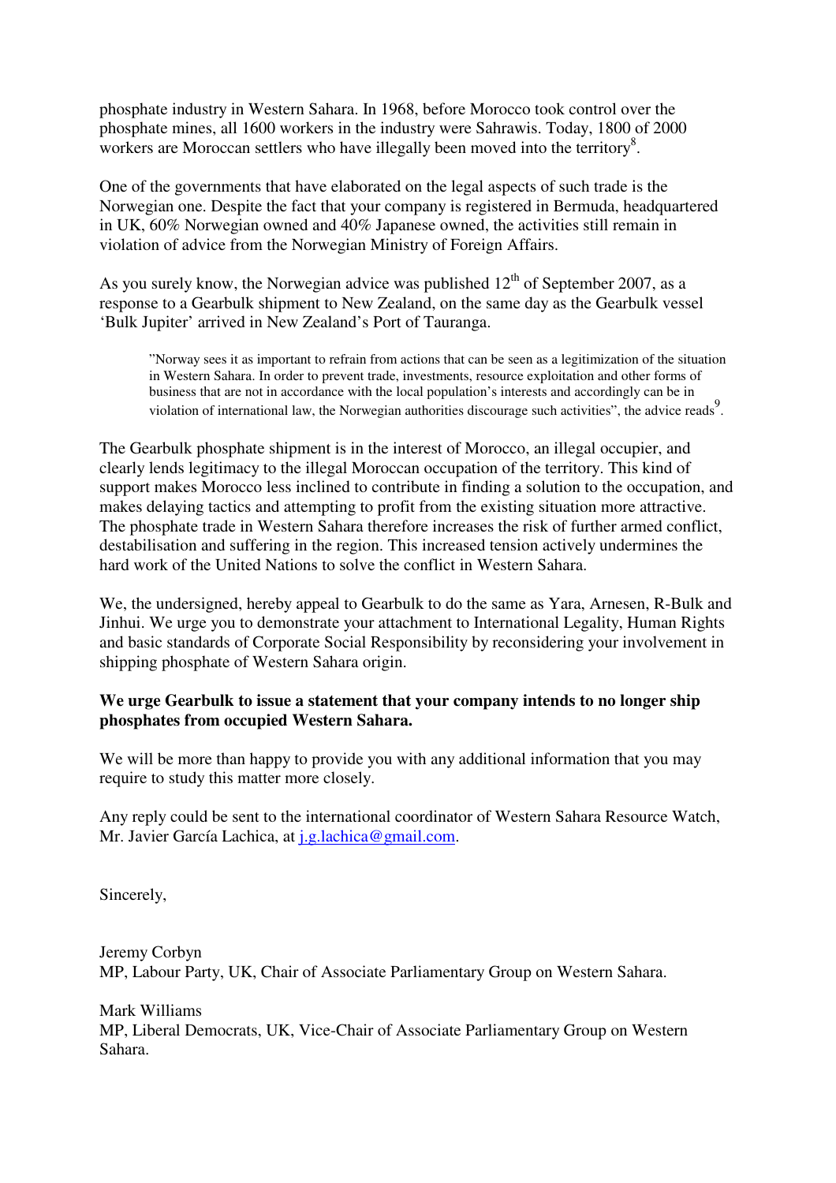phosphate industry in Western Sahara. In 1968, before Morocco took control over the phosphate mines, all 1600 workers in the industry were Sahrawis. Today, 1800 of 2000 workers are Moroccan settlers who have illegally been moved into the territory[8].

One of the governments that have elaborated on the legal aspects of such trade is the Norwegian one. Despite the fact that your company is registered in Bermuda, headquartered in UK, 60% Norwegian owned and 40% Japanese owned, the activities still remain in violation of advice from the Norwegian Ministry of Foreign Affairs.

As you surely know, the Norwegian advice was published 12th of September 2007, as a response to a Gearbulk shipment to New Zealand, on the same day as the Gearbulk vessel 'Bulk Jupiter' arrived in New Zealand's Port of Tauranga.

> "Norway sees it as important to refrain from actions that can be seen as a legitimization of the situation in Western Sahara. In order to prevent trade, investments, resource exploitation and other forms of business that are not in accordance with the local population's interests and accordingly can be in violation of international law, the Norwegian authorities discourage such activities", the advice reads[9].

The Gearbulk phosphate shipment is in the interest of Morocco, an illegal occupier, and clearly lends legitimacy to the illegal Moroccan occupation of the territory. This kind of support makes Morocco less inclined to contribute in finding a solution to the occupation, and makes delaying tactics and attempting to profit from the existing situation more attractive. The phosphate trade in Western Sahara therefore increases the risk of further armed conflict, destabilisation and suffering in the region. This increased tension actively undermines the hard work of the United Nations to solve the conflict in Western Sahara.

We, the undersigned, hereby appeal to Gearbulk to do the same as Yara, Arnesen, R-Bulk and Jinhui. We urge you to demonstrate your attachment to International Legality, Human Rights and basic standards of Corporate Social Responsibility by reconsidering your involvement in shipping phosphate of Western Sahara origin.

**We urge Gearbulk to issue a statement that your company intends to no longer ship phosphates from occupied Western Sahara.**

We will be more than happy to provide you with any additional information that you may require to study this matter more closely.

Any reply could be sent to the international coordinator of Western Sahara Resource Watch, Mr. Javier García Lachica, at [j.g.lachica@gmail.com](mailto:j.g.lachica@gmail.com).

Sincerely,

Jeremy Corbyn
MP, Labour Party, UK, Chair of Associate Parliamentary Group on Western Sahara.

Mark Williams
MP, Liberal Democrats, UK, Vice-Chair of Associate Parliamentary Group on Western Sahara.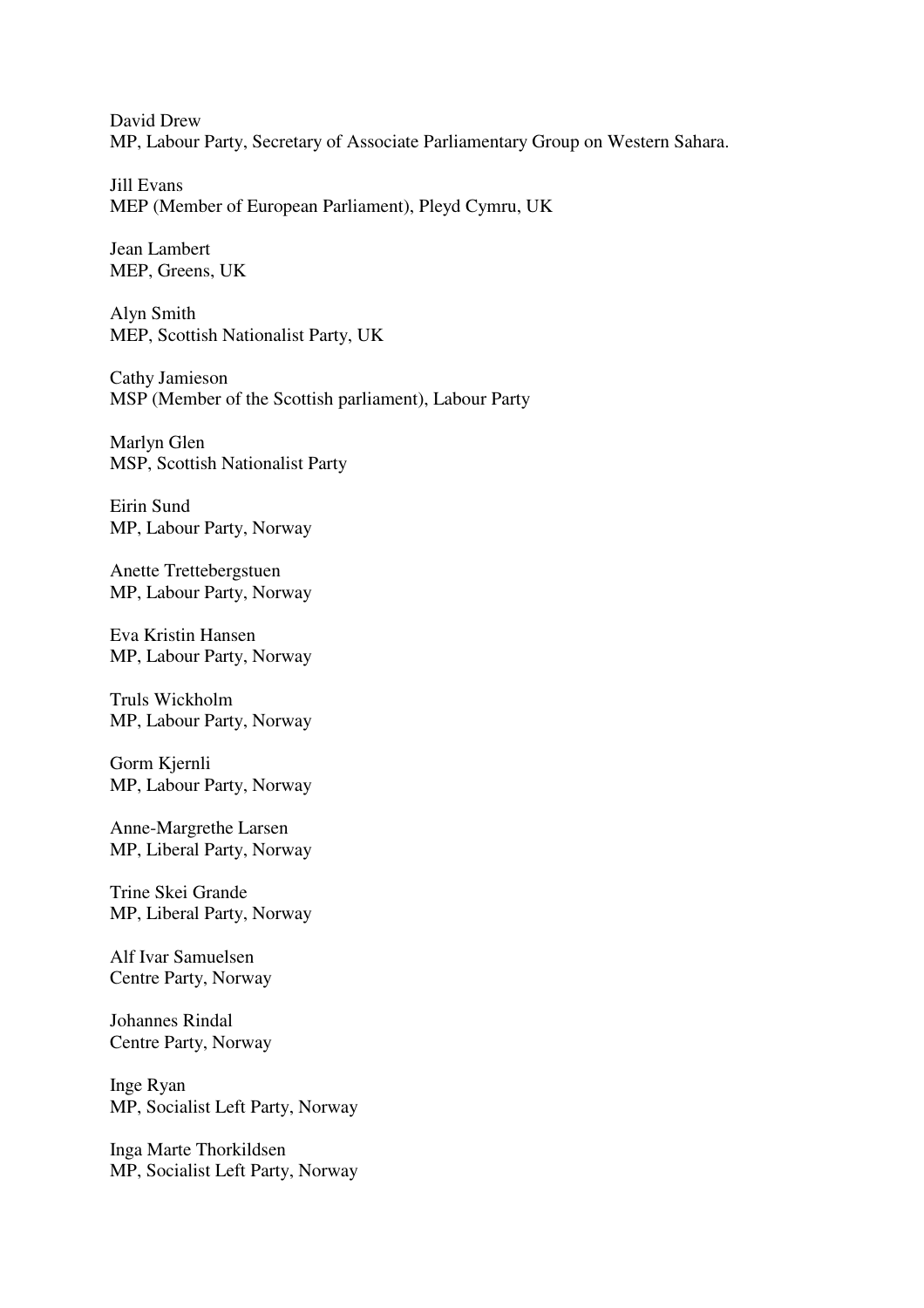David Drew
MP, Labour Party, Secretary of Associate Parliamentary Group on Western Sahara.

Jill Evans
MEP (Member of European Parliament), Pleyd Cymru, UK

Jean Lambert
MEP, Greens, UK

Alyn Smith
MEP, Scottish Nationalist Party, UK

Cathy Jamieson
MSP (Member of the Scottish parliament), Labour Party

Marlyn Glen
MSP, Scottish Nationalist Party

Eirin Sund
MP, Labour Party, Norway

Anette Trettebergstuen
MP, Labour Party, Norway

Eva Kristin Hansen
MP, Labour Party, Norway

Truls Wickholm
MP, Labour Party, Norway

Gorm Kjernli
MP, Labour Party, Norway

Anne-Margrethe Larsen
MP, Liberal Party, Norway

Trine Skei Grande
MP, Liberal Party, Norway

Alf Ivar Samuelsen
Centre Party, Norway

Johannes Rindal
Centre Party, Norway

Inge Ryan
MP, Socialist Left Party, Norway

Inga Marte Thorkildsen
MP, Socialist Left Party, Norway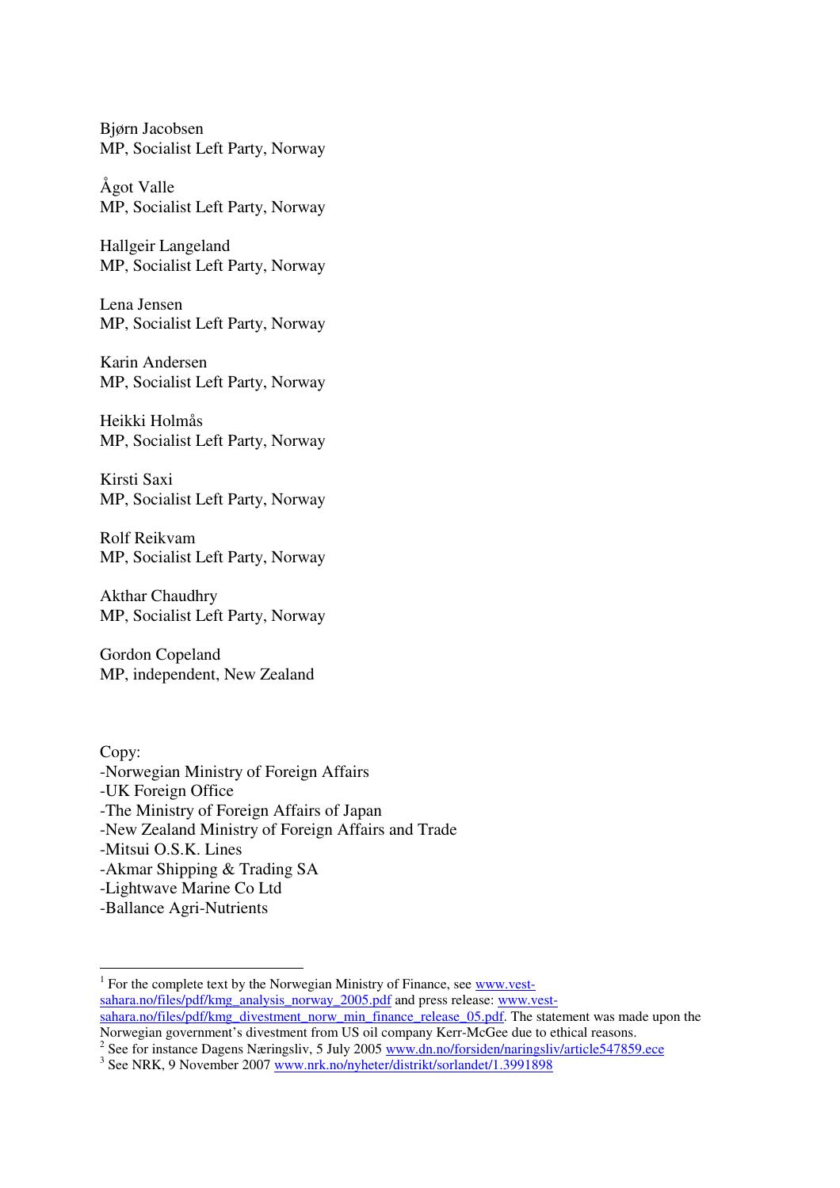Bjørn Jacobsen
MP, Socialist Left Party, Norway

Ågot Valle
MP, Socialist Left Party, Norway

Hallgeir Langeland
MP, Socialist Left Party, Norway

Lena Jensen
MP, Socialist Left Party, Norway

Karin Andersen
MP, Socialist Left Party, Norway

Heikki Holmås
MP, Socialist Left Party, Norway

Kirsti Saxi
MP, Socialist Left Party, Norway

Rolf Reikvam
MP, Socialist Left Party, Norway

Akthar Chaudhry
MP, Socialist Left Party, Norway

Gordon Copeland
MP, independent, New Zealand

Copy:
-Norwegian Ministry of Foreign Affairs
-UK Foreign Office
-The Ministry of Foreign Affairs of Japan
-New Zealand Ministry of Foreign Affairs and Trade
-Mitsui O.S.K. Lines
-Akmar Shipping & Trading SA
-Lightwave Marine Co Ltd
-Ballance Agri-Nutrients

---

[1] For the complete text by the Norwegian Ministry of Finance, see www.vest-sahara.no/files/pdf/kmg_analysis_norway_2005.pdf and press release: www.vest-sahara.no/files/pdf/kmg_divestment_norw_min_finance_release_05.pdf. The statement was made upon the Norwegian government's divestment from US oil company Kerr-McGee due to ethical reasons.

[2] See for instance Dagens Næringsliv, 5 July 2005 www.dn.no/forsiden/naringsliv/article547859.ece

[3] See NRK, 9 November 2007 www.nrk.no/nyheter/distrikt/sorlandet/1.3991898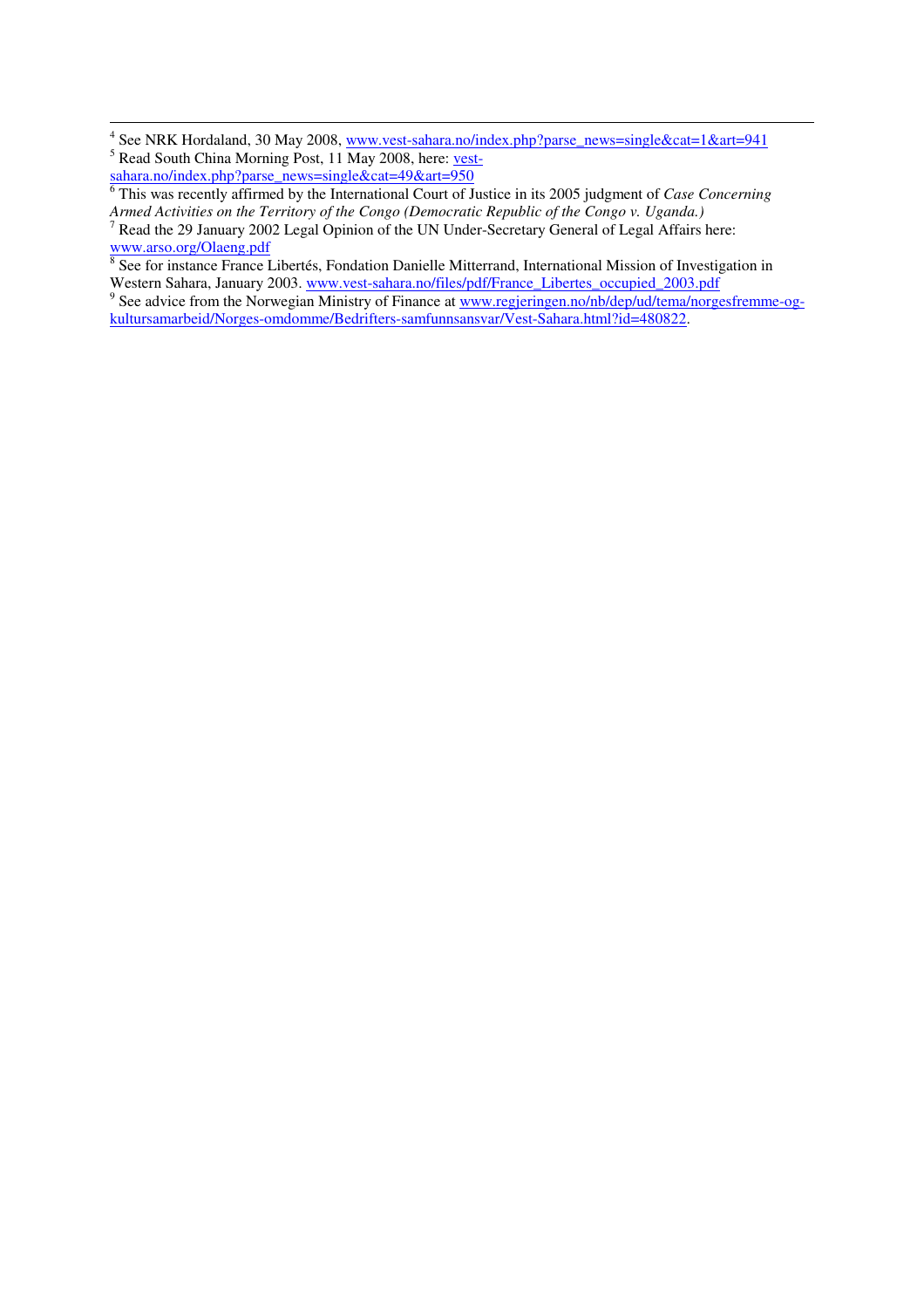[4] See NRK Hordaland, 30 May 2008, www.vest-sahara.no/index.php?parse_news=single&cat=1&art=941

[5] Read South China Morning Post, 11 May 2008, here: vest-sahara.no/index.php?parse_news=single&cat=49&art=950

[6] This was recently affirmed by the International Court of Justice in its 2005 judgment of *Case Concerning Armed Activities on the Territory of the Congo (Democratic Republic of the Congo v. Uganda.)*

[7] Read the 29 January 2002 Legal Opinion of the UN Under-Secretary General of Legal Affairs here: www.arso.org/Olaeng.pdf

[8] See for instance France Libertés, Fondation Danielle Mitterrand, International Mission of Investigation in Western Sahara, January 2003. www.vest-sahara.no/files/pdf/France_Libertes_occupied_2003.pdf

[9] See advice from the Norwegian Ministry of Finance at www.regjeringen.no/nb/dep/ud/tema/norgesfremme-og-kultursamarbeid/Norges-omdomme/Bedrifters-samfunnsansvar/Vest-Sahara.html?id=480822.